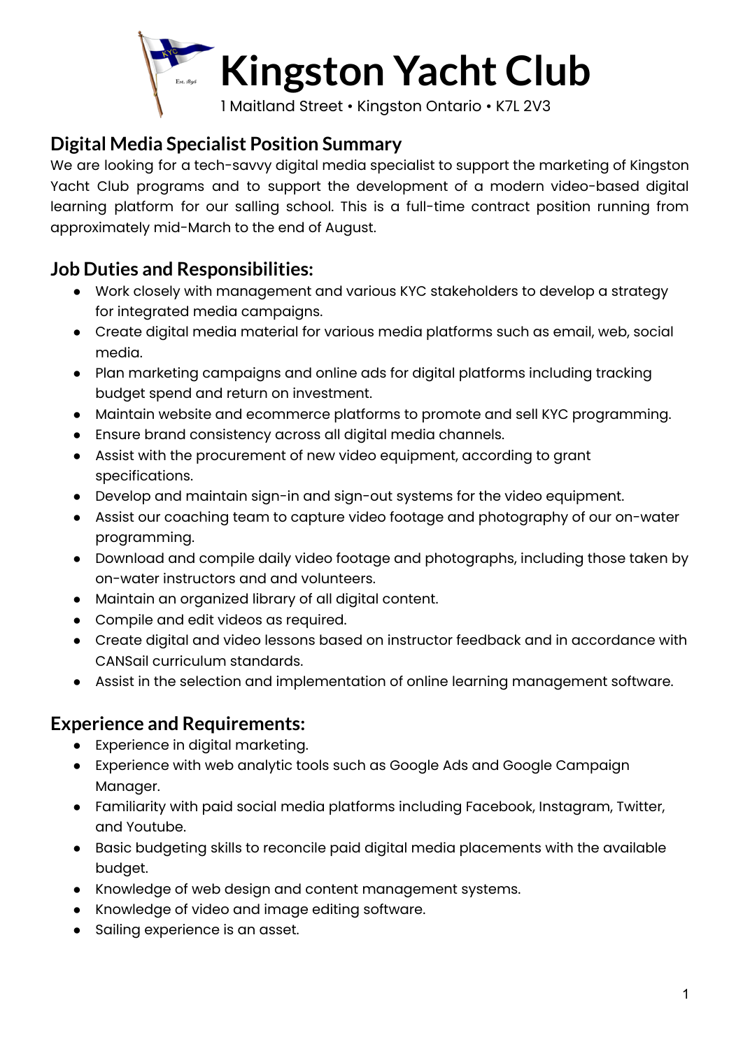# Kingston Yacht Club

1 Maitland Street • Kingston Ontario • K7L 2V3

## Digital Media Specialist Position Summary

We are looking for a tech-savvy digital media specialist to support the marketing of Kingston Yacht Club programs and to support the development of a modern video-based digital learning platform for our sailing school. This is a full-time contract position running from approximately mid-March to the end of August.

## Job Duties and Responsibilities:

- Work closely with management and various KYC stakeholders to develop a strategy for integrated media campaigns.
- Create digital media material for various media platforms such as email, web, social media.
- Plan marketing campaigns and online ads for digital platforms including tracking budget spend and return on investment.
- Maintain website and ecommerce platforms to promote and sell KYC programming.
- Ensure brand consistency across all digital media channels.
- Assist with the procurement of new video equipment, according to grant specifications.
- Develop and maintain sign-in and sign-out systems for the video equipment.
- Assist our coaching team to capture video footage and photography of our on-water programming.
- Download and compile daily video footage and photographs, including those taken by on-water instructors and and volunteers.
- Maintain an organized library of all digital content.
- Compile and edit videos as required.
- Create digital and video lessons based on instructor feedback and in accordance with CANSail curriculum standards.
- Assist in the selection and implementation of online learning management software.

## Experience and Requirements:

- Experience in digital marketing.
- Experience with web analytic tools such as Google Ads and Google Campaign Manager.
- Familiarity with paid social media platforms including Facebook, Instagram, Twitter, and Youtube.
- Basic budgeting skills to reconcile paid digital media placements with the available budget.
- Knowledge of web design and content management systems.
- Knowledge of video and image editing software.
- Sailing experience is an asset.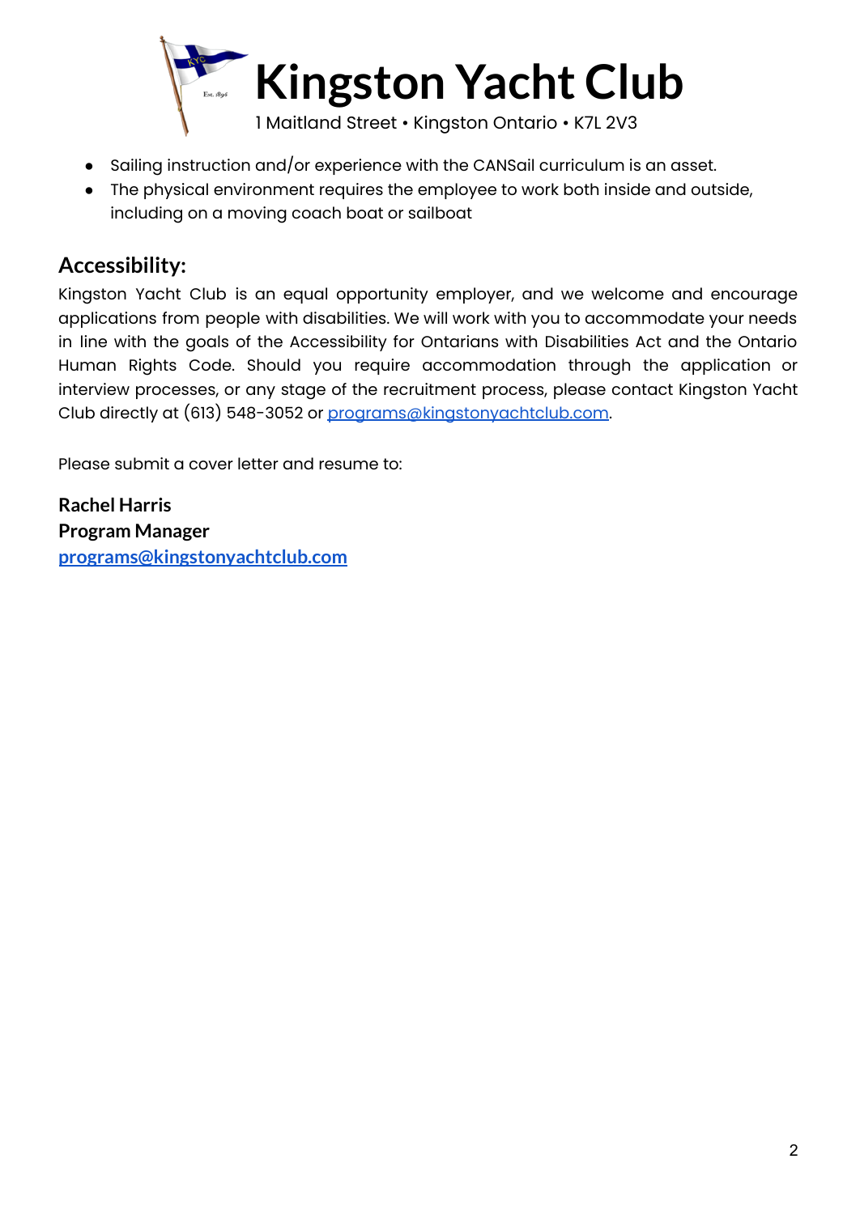- Sailing instruction and/or experience with the CANSail curriculum is an asset.
- The physical environment requires the employee to work both inside and outside, including on a moving coach boat or sailboat

## Accessibility:

Kingston Yacht Club is an equal opportunity employer, and we welcome and encourage applications from people with disabilities. We will work with you to accommodate your needs in line with the goals of the Accessibility for Ontarians with Disabilities Act and the Ontario Human Rights Code. Should you require accommodation through the application or interview processes, or any stage of the recruitment process, please contact Kingston Yacht Club directly at (613) 548-3052 or programs@kingstonyachtclub.com.

Please submit a cover letter and resume to:

**Rachel Harris**
**Program Manager**
**programs@kingstonyachtclub.com**